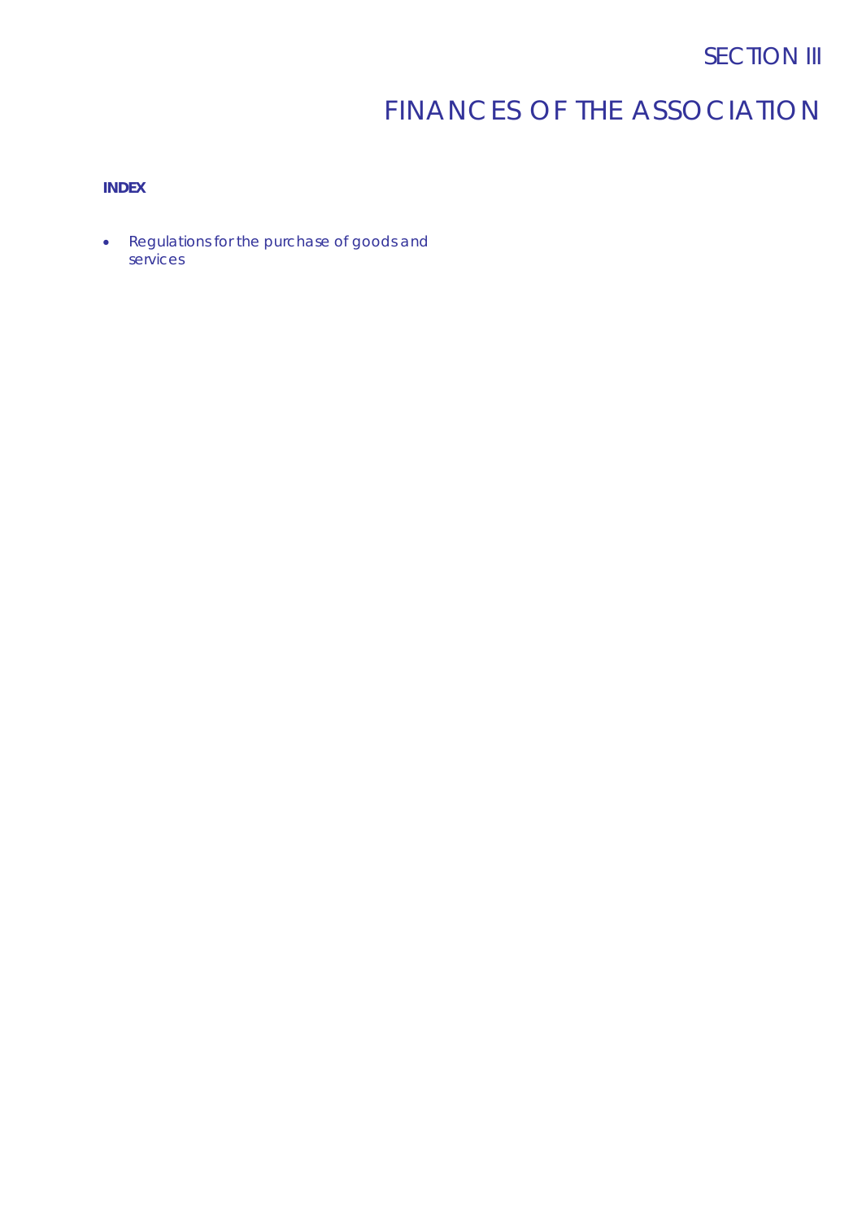# SECTION III

# FINANCES OF THE ASSOCIATION

**INDEX**

- Regulations for the purchase of goods and services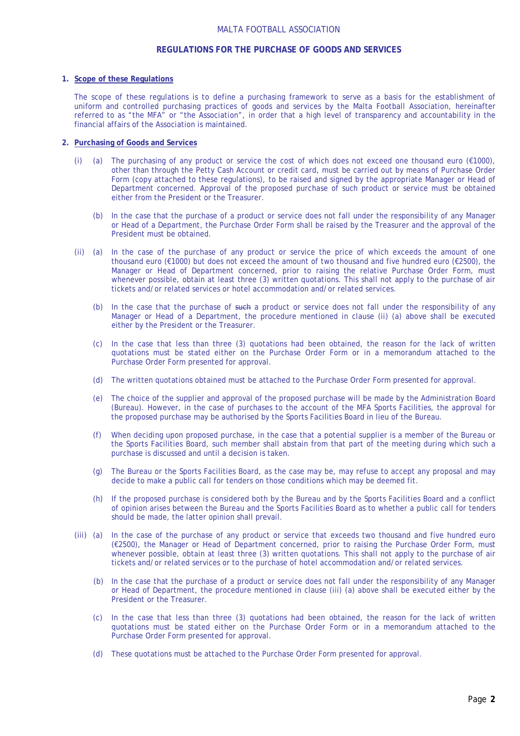MALTA FOOTBALL ASSOCIATION

## REGULATIONS FOR THE PURCHASE OF GOODS AND SERVICES

### 1. Scope of these Regulations

The scope of these regulations is to define a purchasing framework to serve as a basis for the establishment of uniform and controlled purchasing practices of goods and services by the Malta Football Association, hereinafter referred to as "the MFA" or "the Association", in order that a high level of transparency and accountability in the financial affairs of the Association is maintained.

### 2. Purchasing of Goods and Services

(i) (a) The purchasing of any product or service the cost of which does not exceed one thousand euro (€1000), other than through the Petty Cash Account or credit card, must be carried out by means of Purchase Order Form (copy attached to these regulations), to be raised and signed by the appropriate Manager or Head of Department concerned. Approval of the proposed purchase of such product or service must be obtained either from the President or the Treasurer.

(b) In the case that the purchase of a product or service does not fall under the responsibility of any Manager or Head of a Department, the Purchase Order Form shall be raised by the Treasurer and the approval of the President must be obtained.

(ii) (a) In the case of the purchase of any product or service the price of which exceeds the amount of one thousand euro (€1000) but does not exceed the amount of two thousand and five hundred euro (€2500), the Manager or Head of Department concerned, prior to raising the relative Purchase Order Form, must whenever possible, obtain at least three (3) written quotations. This shall not apply to the purchase of air tickets and/or related services or hotel accommodation and/or related services.

(b) In the case that the purchase of ~~such~~ a product or service does not fall under the responsibility of any Manager or Head of a Department, the procedure mentioned in clause (ii) (a) above shall be executed either by the President or the Treasurer.

(c) In the case that less than three (3) quotations had been obtained, the reason for the lack of written quotations must be stated either on the Purchase Order Form or in a memorandum attached to the Purchase Order Form presented for approval.

(d) The written quotations obtained must be attached to the Purchase Order Form presented for approval.

(e) The choice of the supplier and approval of the proposed purchase will be made by the Administration Board (Bureau). However, in the case of purchases to the account of the MFA Sports Facilities, the approval for the proposed purchase may be authorised by the Sports Facilities Board in lieu of the Bureau.

(f) When deciding upon proposed purchase, in the case that a potential supplier is a member of the Bureau or the Sports Facilities Board, such member shall abstain from that part of the meeting during which such a purchase is discussed and until a decision is taken.

(g) The Bureau or the Sports Facilities Board, as the case may be, may refuse to accept any proposal and may decide to make a public call for tenders on those conditions which may be deemed fit.

(h) If the proposed purchase is considered both by the Bureau and by the Sports Facilities Board and a conflict of opinion arises between the Bureau and the Sports Facilities Board as to whether a public call for tenders should be made, the latter opinion shall prevail.

(iii) (a) In the case of the purchase of any product or service that exceeds two thousand and five hundred euro (€2500), the Manager or Head of Department concerned, prior to raising the Purchase Order Form, must whenever possible, obtain at least three (3) written quotations. This shall not apply to the purchase of air tickets and/or related services or to the purchase of hotel accommodation and/or related services.

(b) In the case that the purchase of a product or service does not fall under the responsibility of any Manager or Head of Department, the procedure mentioned in clause (iii) (a) above shall be executed either by the President or the Treasurer.

(c) In the case that less than three (3) quotations had been obtained, the reason for the lack of written quotations must be stated either on the Purchase Order Form or in a memorandum attached to the Purchase Order Form presented for approval.

(d) These quotations must be attached to the Purchase Order Form presented for approval.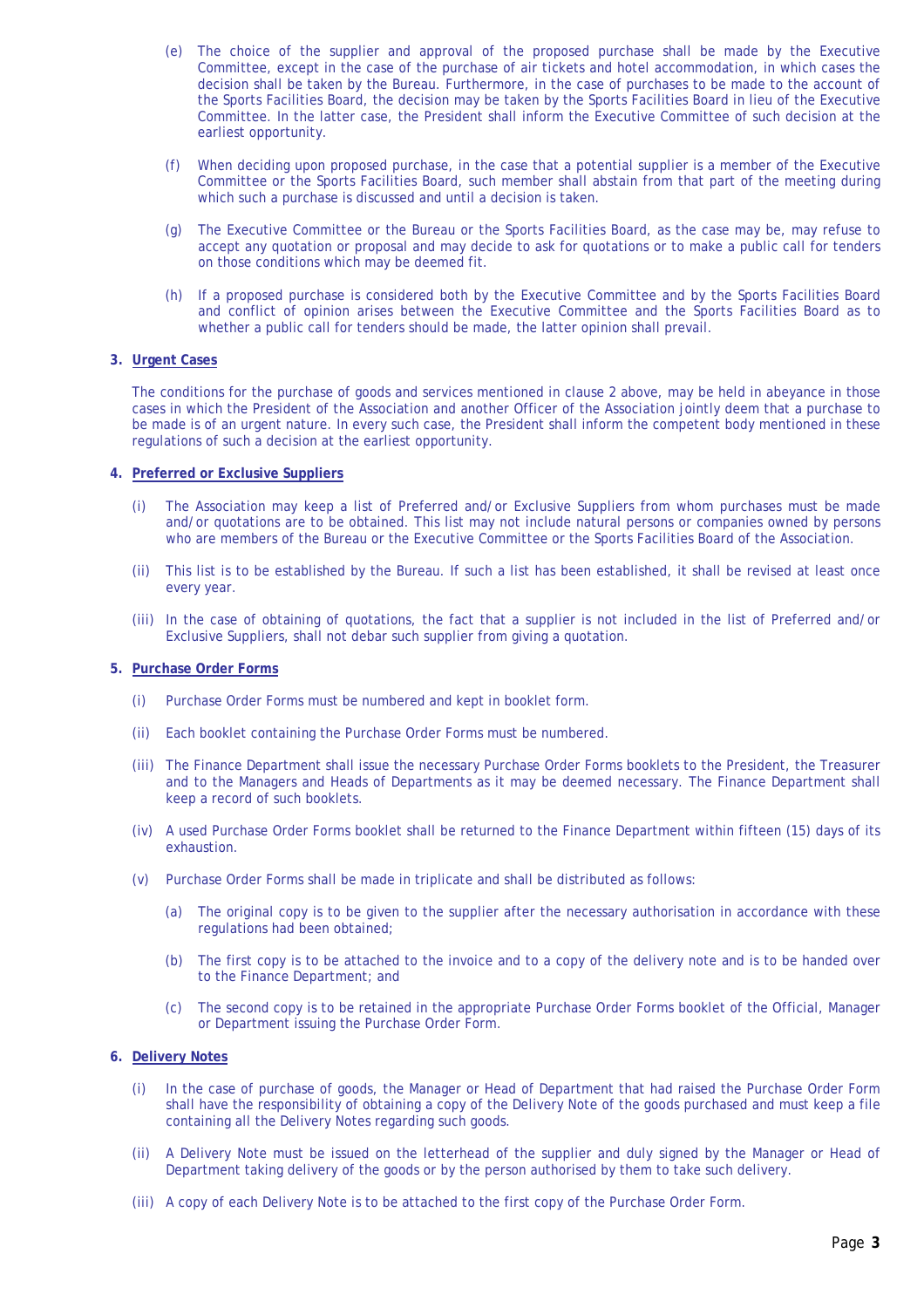(e) The choice of the supplier and approval of the proposed purchase shall be made by the Executive Committee, except in the case of the purchase of air tickets and hotel accommodation, in which cases the decision shall be taken by the Bureau. Furthermore, in the case of purchases to be made to the account of the Sports Facilities Board, the decision may be taken by the Sports Facilities Board in lieu of the Executive Committee. In the latter case, the President shall inform the Executive Committee of such decision at the earliest opportunity.

(f) When deciding upon proposed purchase, in the case that a potential supplier is a member of the Executive Committee or the Sports Facilities Board, such member shall abstain from that part of the meeting during which such a purchase is discussed and until a decision is taken.

(g) The Executive Committee or the Bureau or the Sports Facilities Board, as the case may be, may refuse to accept any quotation or proposal and may decide to ask for quotations or to make a public call for tenders on those conditions which may be deemed fit.

(h) If a proposed purchase is considered both by the Executive Committee and by the Sports Facilities Board and conflict of opinion arises between the Executive Committee and the Sports Facilities Board as to whether a public call for tenders should be made, the latter opinion shall prevail.

**3. Urgent Cases**

The conditions for the purchase of goods and services mentioned in clause 2 above, may be held in abeyance in those cases in which the President of the Association and another Officer of the Association jointly deem that a purchase to be made is of an urgent nature. In every such case, the President shall inform the competent body mentioned in these regulations of such a decision at the earliest opportunity.

**4. Preferred or Exclusive Suppliers**

(i) The Association may keep a list of Preferred and/or Exclusive Suppliers from whom purchases must be made and/or quotations are to be obtained. This list may not include natural persons or companies owned by persons who are members of the Bureau or the Executive Committee or the Sports Facilities Board of the Association.

(ii) This list is to be established by the Bureau. If such a list has been established, it shall be revised at least once every year.

(iii) In the case of obtaining of quotations, the fact that a supplier is not included in the list of Preferred and/or Exclusive Suppliers, shall not debar such supplier from giving a quotation.

**5. Purchase Order Forms**

(i) Purchase Order Forms must be numbered and kept in booklet form.

(ii) Each booklet containing the Purchase Order Forms must be numbered.

(iii) The Finance Department shall issue the necessary Purchase Order Forms booklets to the President, the Treasurer and to the Managers and Heads of Departments as it may be deemed necessary. The Finance Department shall keep a record of such booklets.

(iv) A used Purchase Order Forms booklet shall be returned to the Finance Department within fifteen (15) days of its exhaustion.

(v) Purchase Order Forms shall be made in triplicate and shall be distributed as follows:

(a) The original copy is to be given to the supplier after the necessary authorisation in accordance with these regulations had been obtained;

(b) The first copy is to be attached to the invoice and to a copy of the delivery note and is to be handed over to the Finance Department; and

(c) The second copy is to be retained in the appropriate Purchase Order Forms booklet of the Official, Manager or Department issuing the Purchase Order Form.

**6. Delivery Notes**

(i) In the case of purchase of goods, the Manager or Head of Department that had raised the Purchase Order Form shall have the responsibility of obtaining a copy of the Delivery Note of the goods purchased and must keep a file containing all the Delivery Notes regarding such goods.

(ii) A Delivery Note must be issued on the letterhead of the supplier and duly signed by the Manager or Head of Department taking delivery of the goods or by the person authorised by them to take such delivery.

(iii) A copy of each Delivery Note is to be attached to the first copy of the Purchase Order Form.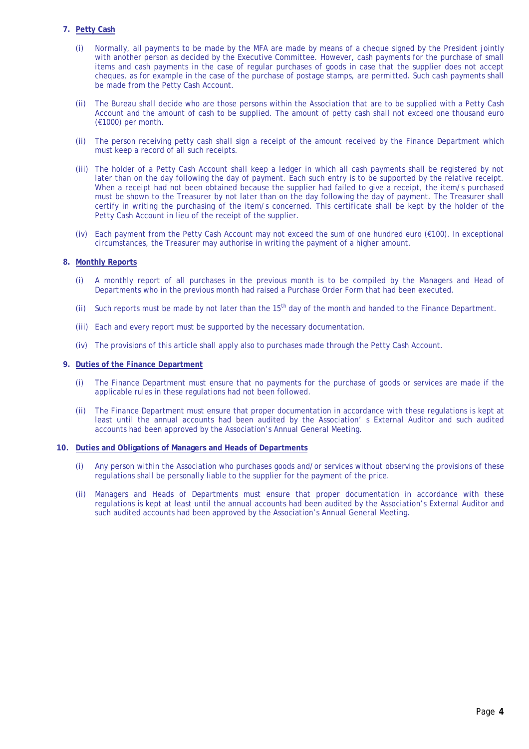## 7. Petty Cash

(i) Normally, all payments to be made by the MFA are made by means of a cheque signed by the President jointly with another person as decided by the Executive Committee. However, cash payments for the purchase of small items and cash payments in the case of regular purchases of goods in case that the supplier does not accept cheques, as for example in the case of the purchase of postage stamps, are permitted. Such cash payments shall be made from the Petty Cash Account.

(ii) The Bureau shall decide who are those persons within the Association that are to be supplied with a Petty Cash Account and the amount of cash to be supplied. The amount of petty cash shall not exceed one thousand euro (€1000) per month.

(ii) The person receiving petty cash shall sign a receipt of the amount received by the Finance Department which must keep a record of all such receipts.

(iii) The holder of a Petty Cash Account shall keep a ledger in which all cash payments shall be registered by not later than on the day following the day of payment. Each such entry is to be supported by the relative receipt. When a receipt had not been obtained because the supplier had failed to give a receipt, the item/s purchased must be shown to the Treasurer by not later than on the day following the day of payment. The Treasurer shall certify in writing the purchasing of the item/s concerned. This certificate shall be kept by the holder of the Petty Cash Account in lieu of the receipt of the supplier.

(iv) Each payment from the Petty Cash Account may not exceed the sum of one hundred euro (€100). In exceptional circumstances, the Treasurer may authorise in writing the payment of a higher amount.

## 8. Monthly Reports

(i) A monthly report of all purchases in the previous month is to be compiled by the Managers and Head of Departments who in the previous month had raised a Purchase Order Form that had been executed.

(ii) Such reports must be made by not later than the 15th day of the month and handed to the Finance Department.

(iii) Each and every report must be supported by the necessary documentation.

(iv) The provisions of this article shall apply also to purchases made through the Petty Cash Account.

## 9. Duties of the Finance Department

(i) The Finance Department must ensure that no payments for the purchase of goods or services are made if the applicable rules in these regulations had not been followed.

(ii) The Finance Department must ensure that proper documentation in accordance with these regulations is kept at least until the annual accounts had been audited by the Association' s External Auditor and such audited accounts had been approved by the Association's Annual General Meeting.

## 10. Duties and Obligations of Managers and Heads of Departments

(i) Any person within the Association who purchases goods and/or services without observing the provisions of these regulations shall be personally liable to the supplier for the payment of the price.

(ii) Managers and Heads of Departments must ensure that proper documentation in accordance with these regulations is kept at least until the annual accounts had been audited by the Association's External Auditor and such audited accounts had been approved by the Association's Annual General Meeting.